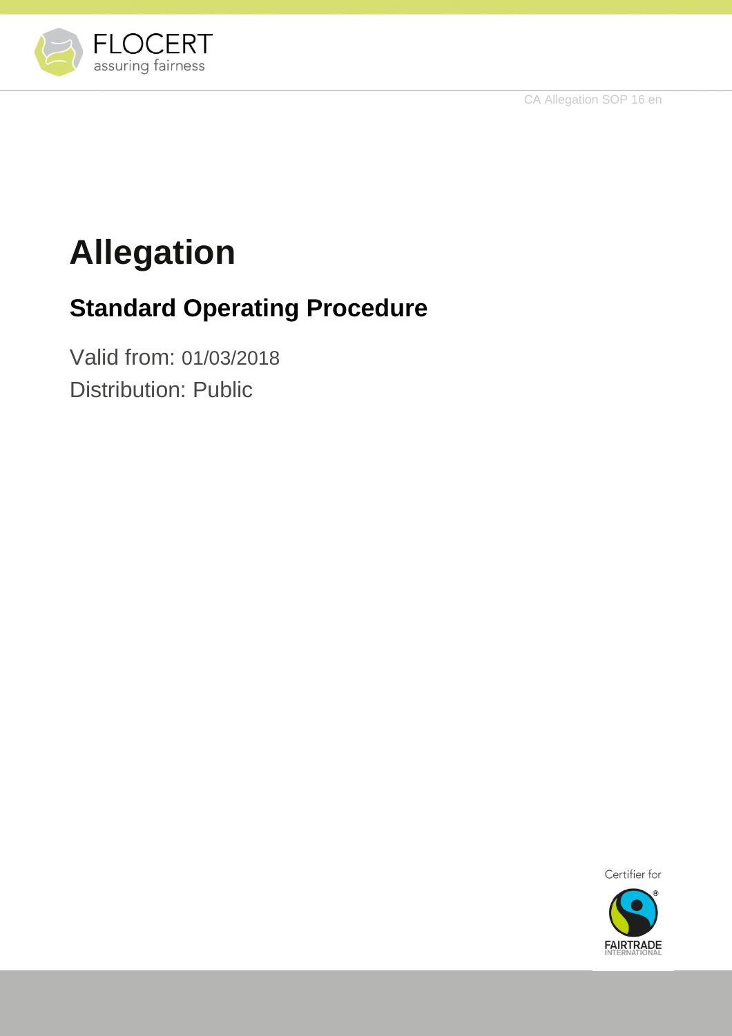CA Allegation SOP 16 en

# Allegation

## Standard Operating Procedure

Valid from: 01/03/2018

Distribution: Public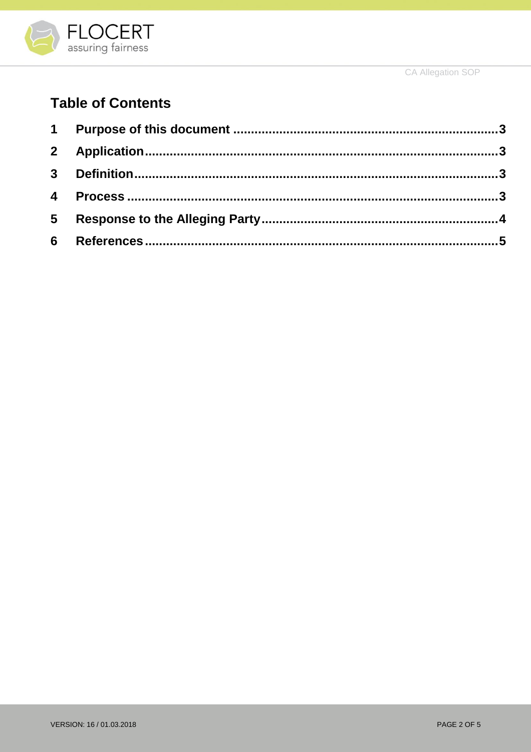## Table of Contents

| | | |
|---|---|---|
| 1 | Purpose of this document | 3 |
| 2 | Application | 3 |
| 3 | Definition | 3 |
| 4 | Process | 3 |
| 5 | Response to the Alleging Party | 4 |
| 6 | References | 5 |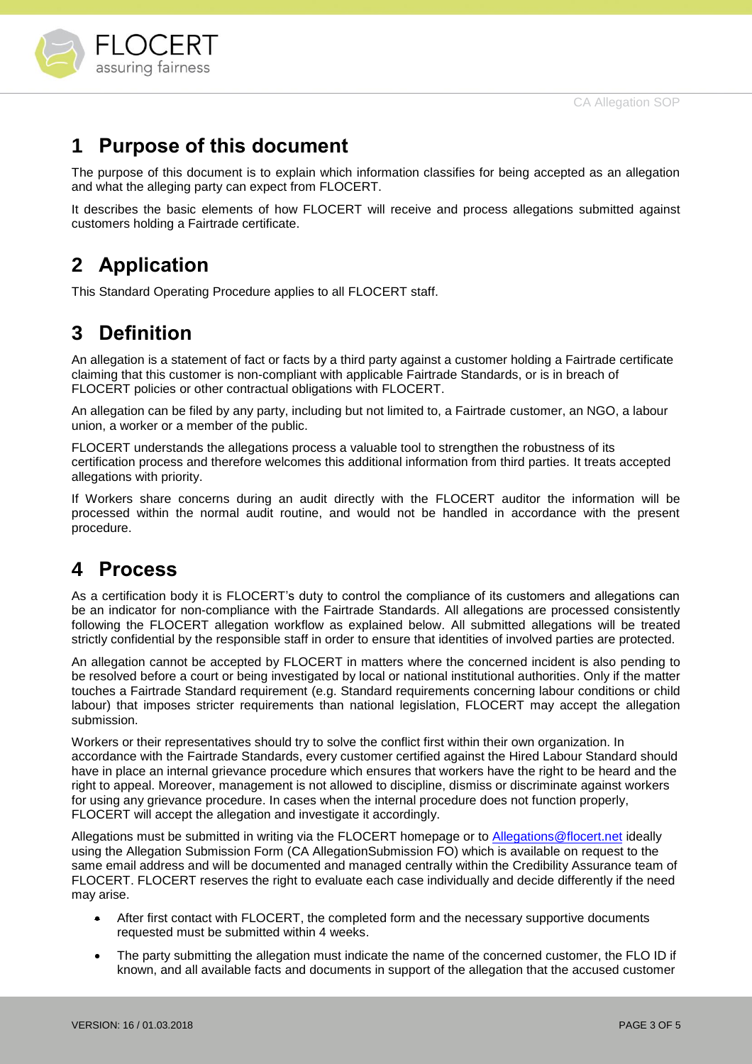# 1 Purpose of this document

The purpose of this document is to explain which information classifies for being accepted as an allegation and what the alleging party can expect from FLOCERT.

It describes the basic elements of how FLOCERT will receive and process allegations submitted against customers holding a Fairtrade certificate.

# 2 Application

This Standard Operating Procedure applies to all FLOCERT staff.

# 3 Definition

An allegation is a statement of fact or facts by a third party against a customer holding a Fairtrade certificate claiming that this customer is non-compliant with applicable Fairtrade Standards, or is in breach of FLOCERT policies or other contractual obligations with FLOCERT.

An allegation can be filed by any party, including but not limited to, a Fairtrade customer, an NGO, a labour union, a worker or a member of the public.

FLOCERT understands the allegations process a valuable tool to strengthen the robustness of its certification process and therefore welcomes this additional information from third parties. It treats accepted allegations with priority.

If Workers share concerns during an audit directly with the FLOCERT auditor the information will be processed within the normal audit routine, and would not be handled in accordance with the present procedure.

# 4 Process

As a certification body it is FLOCERT's duty to control the compliance of its customers and allegations can be an indicator for non-compliance with the Fairtrade Standards. All allegations are processed consistently following the FLOCERT allegation workflow as explained below. All submitted allegations will be treated strictly confidential by the responsible staff in order to ensure that identities of involved parties are protected.

An allegation cannot be accepted by FLOCERT in matters where the concerned incident is also pending to be resolved before a court or being investigated by local or national institutional authorities. Only if the matter touches a Fairtrade Standard requirement (e.g. Standard requirements concerning labour conditions or child labour) that imposes stricter requirements than national legislation, FLOCERT may accept the allegation submission.

Workers or their representatives should try to solve the conflict first within their own organization. In accordance with the Fairtrade Standards, every customer certified against the Hired Labour Standard should have in place an internal grievance procedure which ensures that workers have the right to be heard and the right to appeal. Moreover, management is not allowed to discipline, dismiss or discriminate against workers for using any grievance procedure. In cases when the internal procedure does not function properly, FLOCERT will accept the allegation and investigate it accordingly.

Allegations must be submitted in writing via the FLOCERT homepage or to Allegations@flocert.net ideally using the Allegation Submission Form (CA AllegationSubmission FO) which is available on request to the same email address and will be documented and managed centrally within the Credibility Assurance team of FLOCERT. FLOCERT reserves the right to evaluate each case individually and decide differently if the need may arise.

- After first contact with FLOCERT, the completed form and the necessary supportive documents requested must be submitted within 4 weeks.
- The party submitting the allegation must indicate the name of the concerned customer, the FLO ID if known, and all available facts and documents in support of the allegation that the accused customer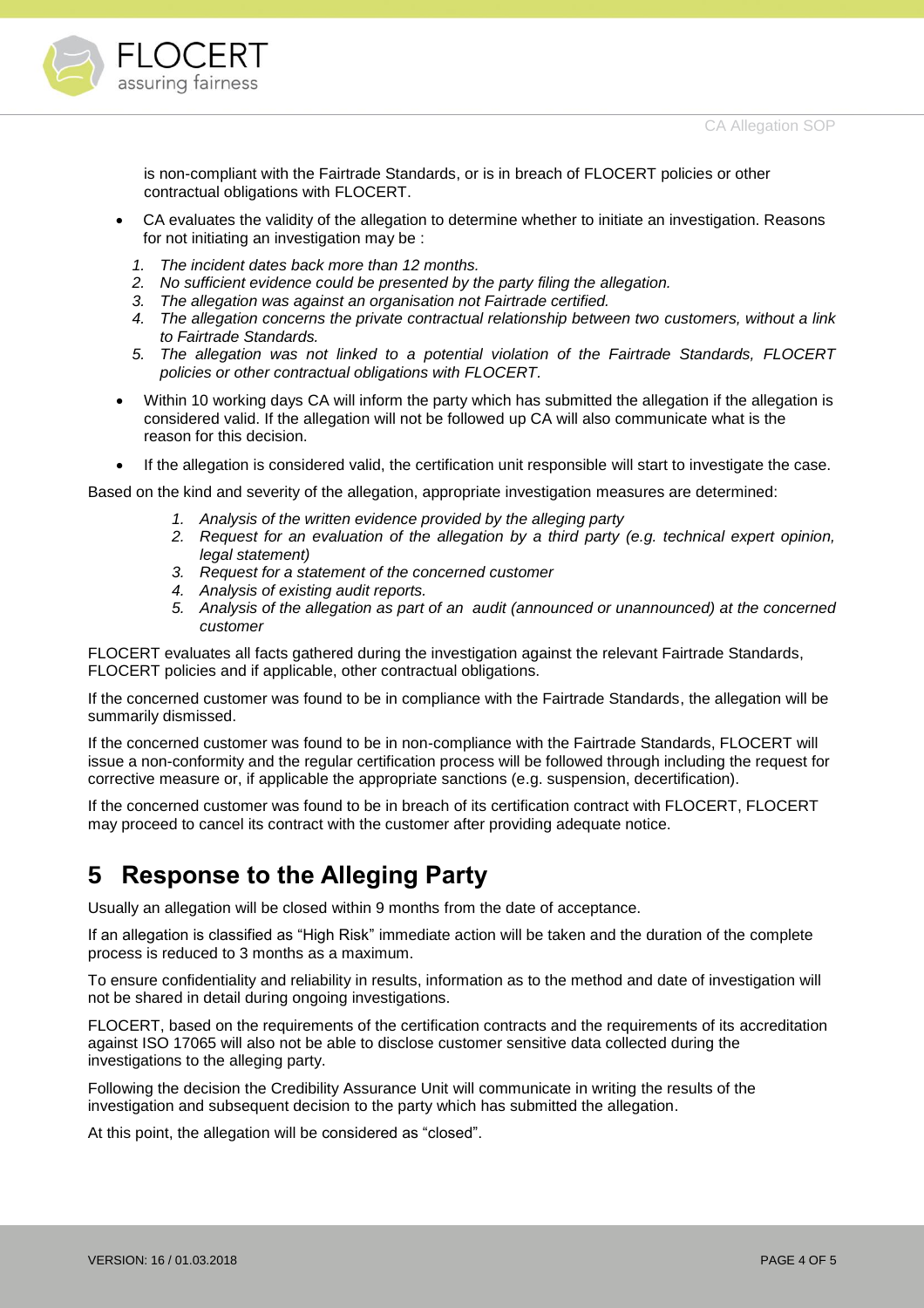is non-compliant with the Fairtrade Standards, or is in breach of FLOCERT policies or other contractual obligations with FLOCERT.

- CA evaluates the validity of the allegation to determine whether to initiate an investigation. Reasons for not initiating an investigation may be :
  1. *The incident dates back more than 12 months.*
  2. *No sufficient evidence could be presented by the party filing the allegation.*
  3. *The allegation was against an organisation not Fairtrade certified.*
  4. *The allegation concerns the private contractual relationship between two customers, without a link to Fairtrade Standards.*
  5. *The allegation was not linked to a potential violation of the Fairtrade Standards, FLOCERT policies or other contractual obligations with FLOCERT.*
- Within 10 working days CA will inform the party which has submitted the allegation if the allegation is considered valid. If the allegation will not be followed up CA will also communicate what is the reason for this decision.
- If the allegation is considered valid, the certification unit responsible will start to investigate the case.

Based on the kind and severity of the allegation, appropriate investigation measures are determined:

1. *Analysis of the written evidence provided by the alleging party*
2. *Request for an evaluation of the allegation by a third party (e.g. technical expert opinion, legal statement)*
3. *Request for a statement of the concerned customer*
4. *Analysis of existing audit reports.*
5. *Analysis of the allegation as part of an audit (announced or unannounced) at the concerned customer*

FLOCERT evaluates all facts gathered during the investigation against the relevant Fairtrade Standards, FLOCERT policies and if applicable, other contractual obligations.

If the concerned customer was found to be in compliance with the Fairtrade Standards, the allegation will be summarily dismissed.

If the concerned customer was found to be in non-compliance with the Fairtrade Standards, FLOCERT will issue a non-conformity and the regular certification process will be followed through including the request for corrective measure or, if applicable the appropriate sanctions (e.g. suspension, decertification).

If the concerned customer was found to be in breach of its certification contract with FLOCERT, FLOCERT may proceed to cancel its contract with the customer after providing adequate notice.

# 5 Response to the Alleging Party

Usually an allegation will be closed within 9 months from the date of acceptance.

If an allegation is classified as "High Risk" immediate action will be taken and the duration of the complete process is reduced to 3 months as a maximum.

To ensure confidentiality and reliability in results, information as to the method and date of investigation will not be shared in detail during ongoing investigations.

FLOCERT, based on the requirements of the certification contracts and the requirements of its accreditation against ISO 17065 will also not be able to disclose customer sensitive data collected during the investigations to the alleging party.

Following the decision the Credibility Assurance Unit will communicate in writing the results of the investigation and subsequent decision to the party which has submitted the allegation.

At this point, the allegation will be considered as "closed".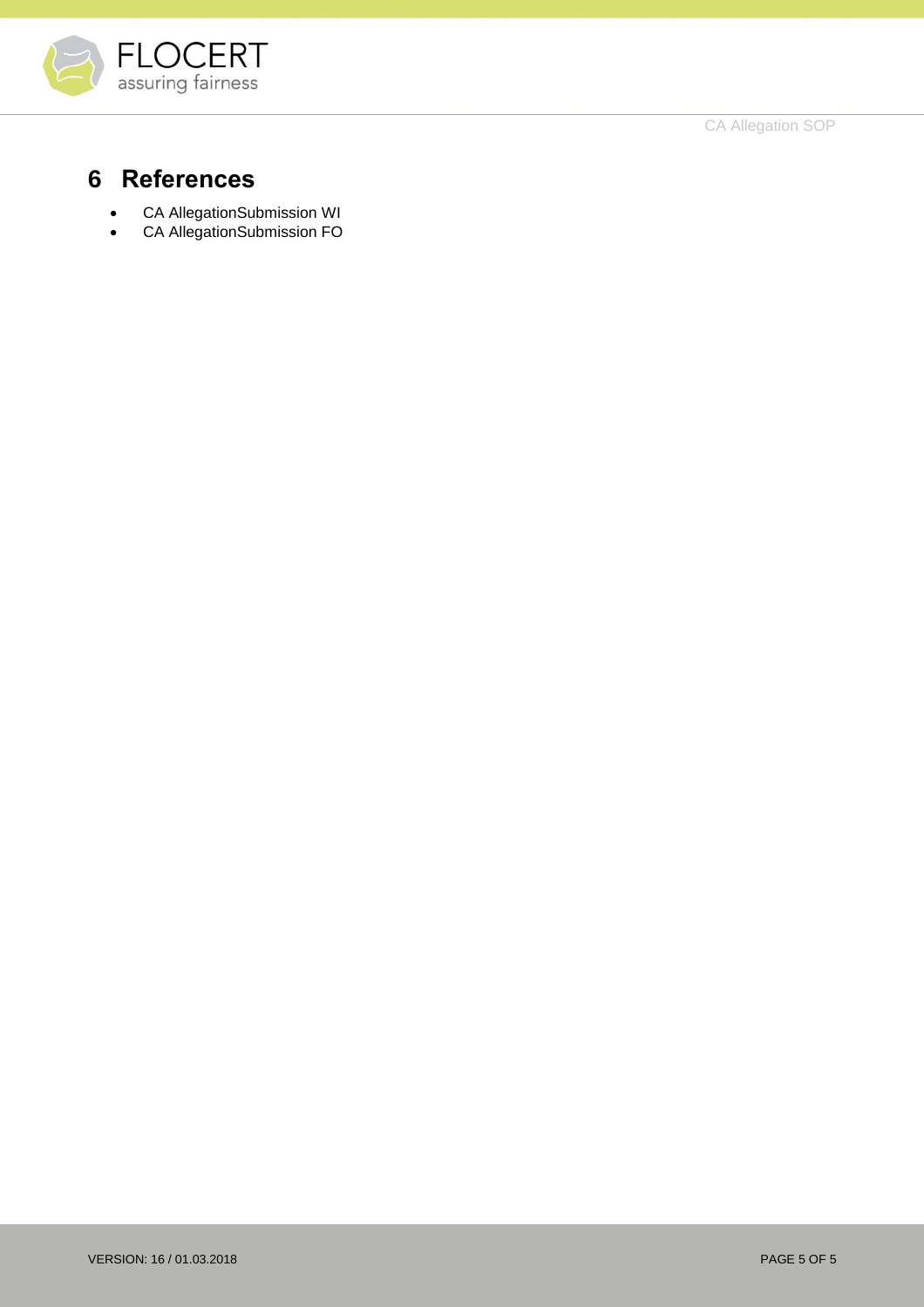# 6 References

- CA AllegationSubmission WI
- CA AllegationSubmission FO